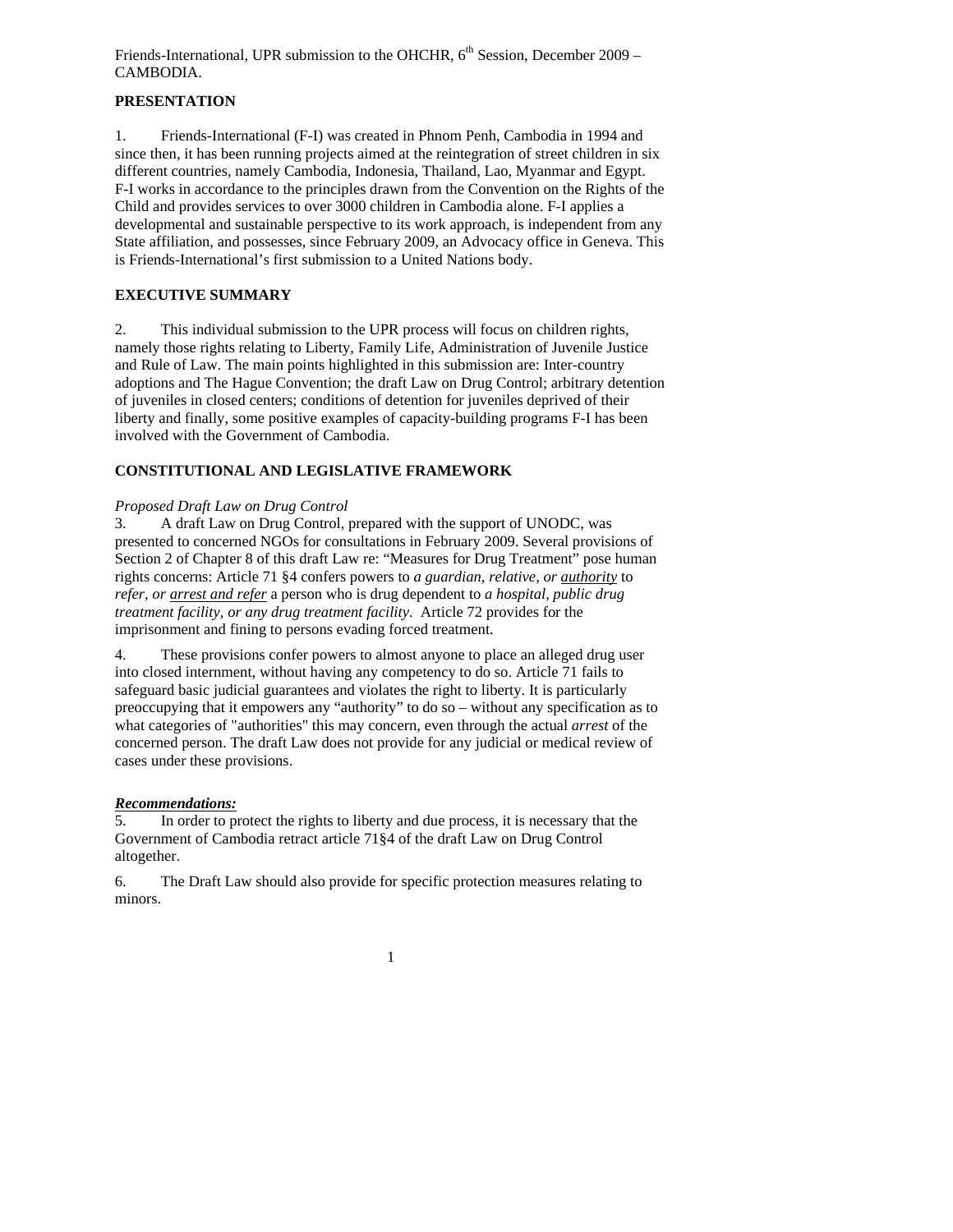Friends-International, UPR submission to the OHCHR, 6th Session, December 2009 – CAMBODIA.

## PRESENTATION

1. Friends-International (F-I) was created in Phnom Penh, Cambodia in 1994 and since then, it has been running projects aimed at the reintegration of street children in six different countries, namely Cambodia, Indonesia, Thailand, Lao, Myanmar and Egypt. F-I works in accordance to the principles drawn from the Convention on the Rights of the Child and provides services to over 3000 children in Cambodia alone. F-I applies a developmental and sustainable perspective to its work approach, is independent from any State affiliation, and possesses, since February 2009, an Advocacy office in Geneva. This is Friends-International's first submission to a United Nations body.

## EXECUTIVE SUMMARY

2. This individual submission to the UPR process will focus on children rights, namely those rights relating to Liberty, Family Life, Administration of Juvenile Justice and Rule of Law. The main points highlighted in this submission are: Inter-country adoptions and The Hague Convention; the draft Law on Drug Control; arbitrary detention of juveniles in closed centers; conditions of detention for juveniles deprived of their liberty and finally, some positive examples of capacity-building programs F-I has been involved with the Government of Cambodia.

## CONSTITUTIONAL AND LEGISLATIVE FRAMEWORK

*Proposed Draft Law on Drug Control*

3. A draft Law on Drug Control, prepared with the support of UNODC, was presented to concerned NGOs for consultations in February 2009. Several provisions of Section 2 of Chapter 8 of this draft Law re: "Measures for Drug Treatment" pose human rights concerns: Article 71 §4 confers powers to *a guardian, relative, or* <u>*authority*</u> to *refer, or* <u>*arrest and refer*</u> a person who is drug dependent to *a hospital, public drug treatment facility, or any drug treatment facility.* Article 72 provides for the imprisonment and fining to persons evading forced treatment.

4. These provisions confer powers to almost anyone to place an alleged drug user into closed internment, without having any competency to do so. Article 71 fails to safeguard basic judicial guarantees and violates the right to liberty. It is particularly preoccupying that it empowers any "authority" to do so – without any specification as to what categories of "authorities" this may concern, even through the actual *arrest* of the concerned person. The draft Law does not provide for any judicial or medical review of cases under these provisions.

<u>***Recommendations:***</u>

5. In order to protect the rights to liberty and due process, it is necessary that the Government of Cambodia retract article 71§4 of the draft Law on Drug Control altogether.

6. The Draft Law should also provide for specific protection measures relating to minors.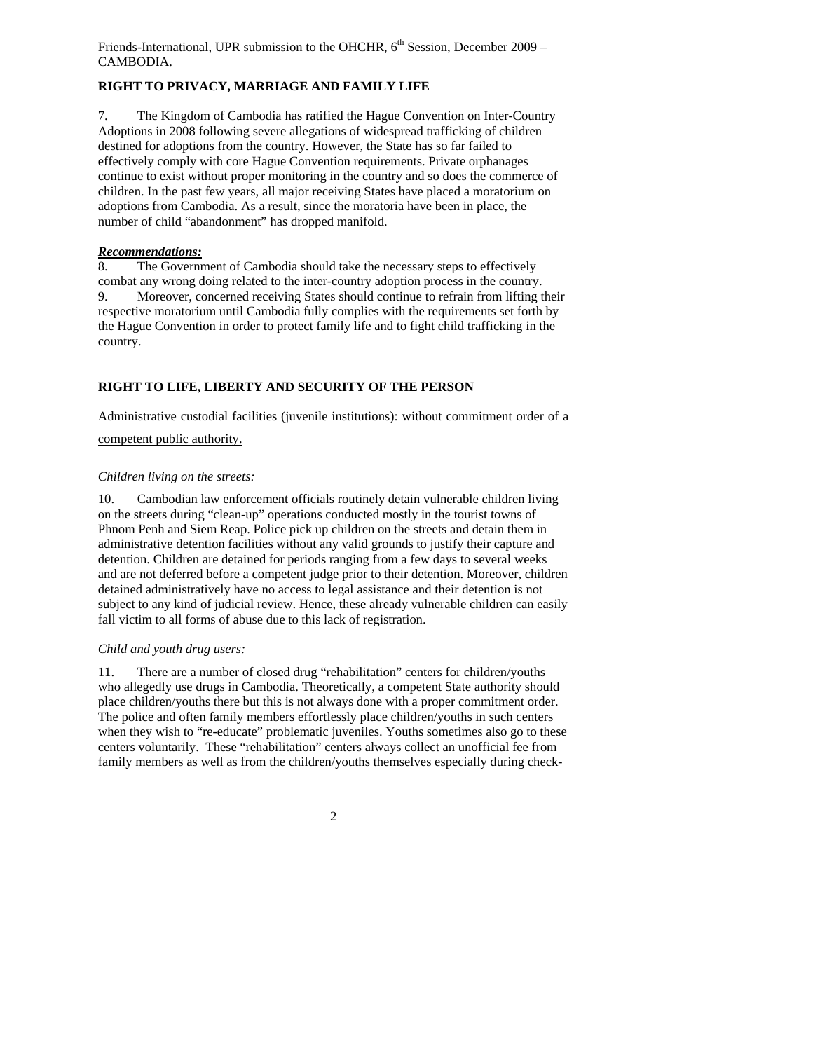## RIGHT TO PRIVACY, MARRIAGE AND FAMILY LIFE

7. The Kingdom of Cambodia has ratified the Hague Convention on Inter-Country Adoptions in 2008 following severe allegations of widespread trafficking of children destined for adoptions from the country. However, the State has so far failed to effectively comply with core Hague Convention requirements. Private orphanages continue to exist without proper monitoring in the country and so does the commerce of children. In the past few years, all major receiving States have placed a moratorium on adoptions from Cambodia. As a result, since the moratoria have been in place, the number of child "abandonment" has dropped manifold.

***Recommendations:***

8. The Government of Cambodia should take the necessary steps to effectively combat any wrong doing related to the inter-country adoption process in the country.

9. Moreover, concerned receiving States should continue to refrain from lifting their respective moratorium until Cambodia fully complies with the requirements set forth by the Hague Convention in order to protect family life and to fight child trafficking in the country.

## RIGHT TO LIFE, LIBERTY AND SECURITY OF THE PERSON

Administrative custodial facilities (juvenile institutions): without commitment order of a competent public authority.

*Children living on the streets:*

10. Cambodian law enforcement officials routinely detain vulnerable children living on the streets during "clean-up" operations conducted mostly in the tourist towns of Phnom Penh and Siem Reap. Police pick up children on the streets and detain them in administrative detention facilities without any valid grounds to justify their capture and detention. Children are detained for periods ranging from a few days to several weeks and are not deferred before a competent judge prior to their detention. Moreover, children detained administratively have no access to legal assistance and their detention is not subject to any kind of judicial review. Hence, these already vulnerable children can easily fall victim to all forms of abuse due to this lack of registration.

*Child and youth drug users:*

11. There are a number of closed drug "rehabilitation" centers for children/youths who allegedly use drugs in Cambodia. Theoretically, a competent State authority should place children/youths there but this is not always done with a proper commitment order. The police and often family members effortlessly place children/youths in such centers when they wish to "re-educate" problematic juveniles. Youths sometimes also go to these centers voluntarily. These "rehabilitation" centers always collect an unofficial fee from family members as well as from the children/youths themselves especially during check-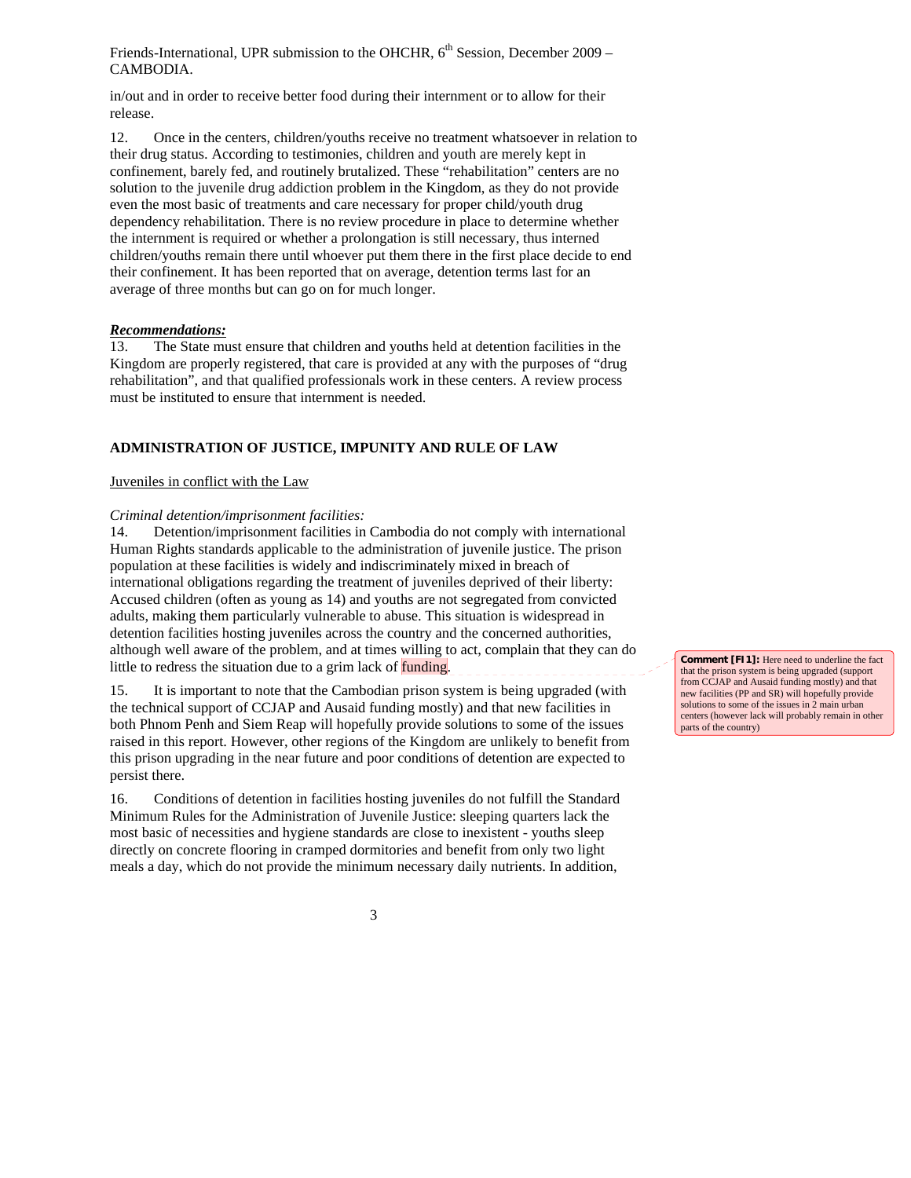in/out and in order to receive better food during their internment or to allow for their release.

12. Once in the centers, children/youths receive no treatment whatsoever in relation to their drug status. According to testimonies, children and youth are merely kept in confinement, barely fed, and routinely brutalized. These "rehabilitation" centers are no solution to the juvenile drug addiction problem in the Kingdom, as they do not provide even the most basic of treatments and care necessary for proper child/youth drug dependency rehabilitation. There is no review procedure in place to determine whether the internment is required or whether a prolongation is still necessary, thus interned children/youths remain there until whoever put them there in the first place decide to end their confinement. It has been reported that on average, detention terms last for an average of three months but can go on for much longer.

***Recommendations:***

13. The State must ensure that children and youths held at detention facilities in the Kingdom are properly registered, that care is provided at any with the purposes of "drug rehabilitation", and that qualified professionals work in these centers. A review process must be instituted to ensure that internment is needed.

## ADMINISTRATION OF JUSTICE, IMPUNITY AND RULE OF LAW

Juveniles in conflict with the Law

*Criminal detention/imprisonment facilities:*

14. Detention/imprisonment facilities in Cambodia do not comply with international Human Rights standards applicable to the administration of juvenile justice. The prison population at these facilities is widely and indiscriminately mixed in breach of international obligations regarding the treatment of juveniles deprived of their liberty: Accused children (often as young as 14) and youths are not segregated from convicted adults, making them particularly vulnerable to abuse. This situation is widespread in detention facilities hosting juveniles across the country and the concerned authorities, although well aware of the problem, and at times willing to act, complain that they can do little to redress the situation due to a grim lack of funding.

**Comment [FI1]:** Here need to underline the fact that the prison system is being upgraded (support from CCJAP and Ausaid funding mostly) and that new facilities (PP and SR) will hopefully provide solutions to some of the issues in 2 main urban centers (however lack will probably remain in other parts of the country)

15. It is important to note that the Cambodian prison system is being upgraded (with the technical support of CCJAP and Ausaid funding mostly) and that new facilities in both Phnom Penh and Siem Reap will hopefully provide solutions to some of the issues raised in this report. However, other regions of the Kingdom are unlikely to benefit from this prison upgrading in the near future and poor conditions of detention are expected to persist there.

16. Conditions of detention in facilities hosting juveniles do not fulfill the Standard Minimum Rules for the Administration of Juvenile Justice: sleeping quarters lack the most basic of necessities and hygiene standards are close to inexistent - youths sleep directly on concrete flooring in cramped dormitories and benefit from only two light meals a day, which do not provide the minimum necessary daily nutrients. In addition,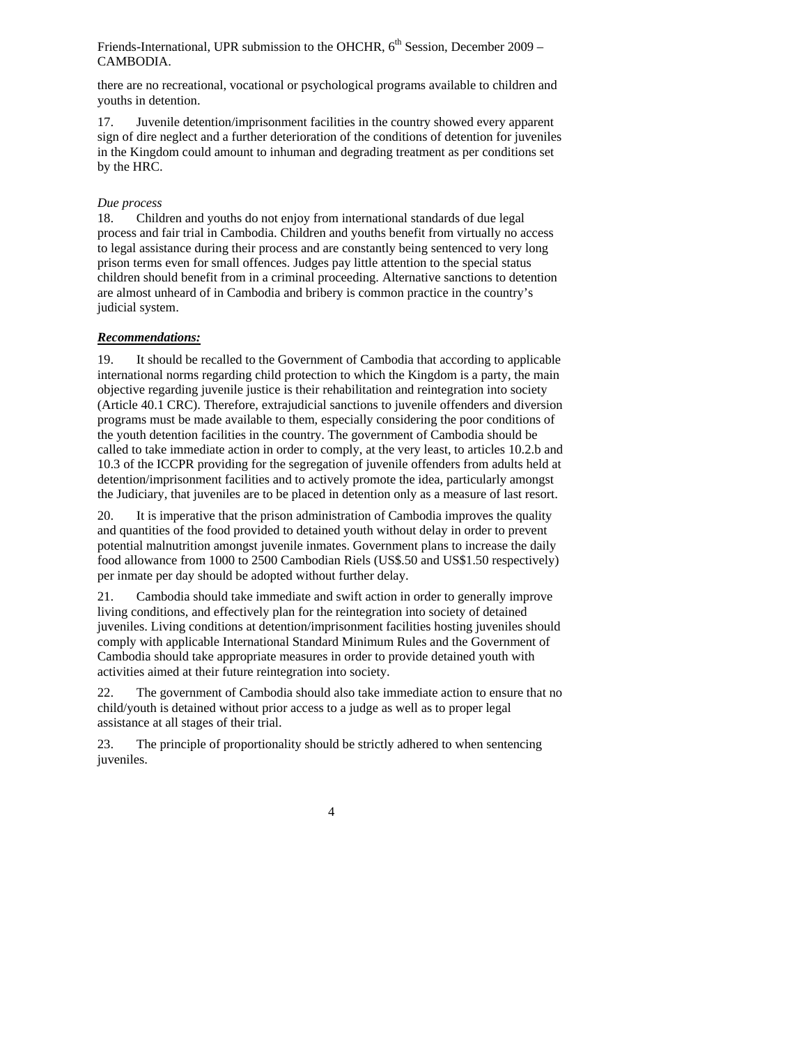there are no recreational, vocational or psychological programs available to children and youths in detention.

17. Juvenile detention/imprisonment facilities in the country showed every apparent sign of dire neglect and a further deterioration of the conditions of detention for juveniles in the Kingdom could amount to inhuman and degrading treatment as per conditions set by the HRC.

*Due process*

18. Children and youths do not enjoy from international standards of due legal process and fair trial in Cambodia. Children and youths benefit from virtually no access to legal assistance during their process and are constantly being sentenced to very long prison terms even for small offences. Judges pay little attention to the special status children should benefit from in a criminal proceeding. Alternative sanctions to detention are almost unheard of in Cambodia and bribery is common practice in the country's judicial system.

***Recommendations:***

19. It should be recalled to the Government of Cambodia that according to applicable international norms regarding child protection to which the Kingdom is a party, the main objective regarding juvenile justice is their rehabilitation and reintegration into society (Article 40.1 CRC). Therefore, extrajudicial sanctions to juvenile offenders and diversion programs must be made available to them, especially considering the poor conditions of the youth detention facilities in the country. The government of Cambodia should be called to take immediate action in order to comply, at the very least, to articles 10.2.b and 10.3 of the ICCPR providing for the segregation of juvenile offenders from adults held at detention/imprisonment facilities and to actively promote the idea, particularly amongst the Judiciary, that juveniles are to be placed in detention only as a measure of last resort.

20. It is imperative that the prison administration of Cambodia improves the quality and quantities of the food provided to detained youth without delay in order to prevent potential malnutrition amongst juvenile inmates. Government plans to increase the daily food allowance from 1000 to 2500 Cambodian Riels (US$.50 and US$1.50 respectively) per inmate per day should be adopted without further delay.

21. Cambodia should take immediate and swift action in order to generally improve living conditions, and effectively plan for the reintegration into society of detained juveniles. Living conditions at detention/imprisonment facilities hosting juveniles should comply with applicable International Standard Minimum Rules and the Government of Cambodia should take appropriate measures in order to provide detained youth with activities aimed at their future reintegration into society.

22. The government of Cambodia should also take immediate action to ensure that no child/youth is detained without prior access to a judge as well as to proper legal assistance at all stages of their trial.

23. The principle of proportionality should be strictly adhered to when sentencing juveniles.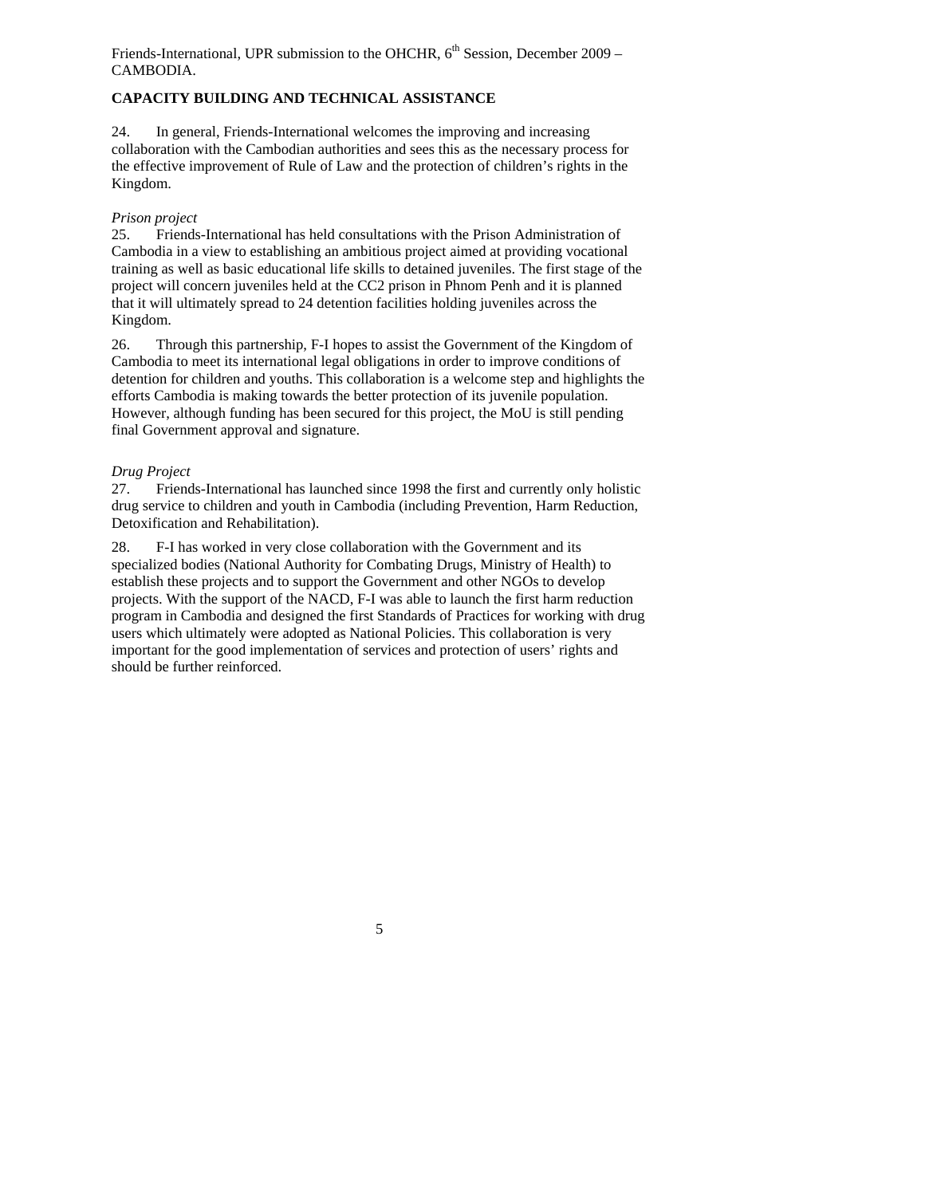## CAPACITY BUILDING AND TECHNICAL ASSISTANCE

24. In general, Friends-International welcomes the improving and increasing collaboration with the Cambodian authorities and sees this as the necessary process for the effective improvement of Rule of Law and the protection of children's rights in the Kingdom.

*Prison project*

25. Friends-International has held consultations with the Prison Administration of Cambodia in a view to establishing an ambitious project aimed at providing vocational training as well as basic educational life skills to detained juveniles. The first stage of the project will concern juveniles held at the CC2 prison in Phnom Penh and it is planned that it will ultimately spread to 24 detention facilities holding juveniles across the Kingdom.

26. Through this partnership, F-I hopes to assist the Government of the Kingdom of Cambodia to meet its international legal obligations in order to improve conditions of detention for children and youths. This collaboration is a welcome step and highlights the efforts Cambodia is making towards the better protection of its juvenile population. However, although funding has been secured for this project, the MoU is still pending final Government approval and signature.

*Drug Project*

27. Friends-International has launched since 1998 the first and currently only holistic drug service to children and youth in Cambodia (including Prevention, Harm Reduction, Detoxification and Rehabilitation).

28. F-I has worked in very close collaboration with the Government and its specialized bodies (National Authority for Combating Drugs, Ministry of Health) to establish these projects and to support the Government and other NGOs to develop projects. With the support of the NACD, F-I was able to launch the first harm reduction program in Cambodia and designed the first Standards of Practices for working with drug users which ultimately were adopted as National Policies. This collaboration is very important for the good implementation of services and protection of users' rights and should be further reinforced.